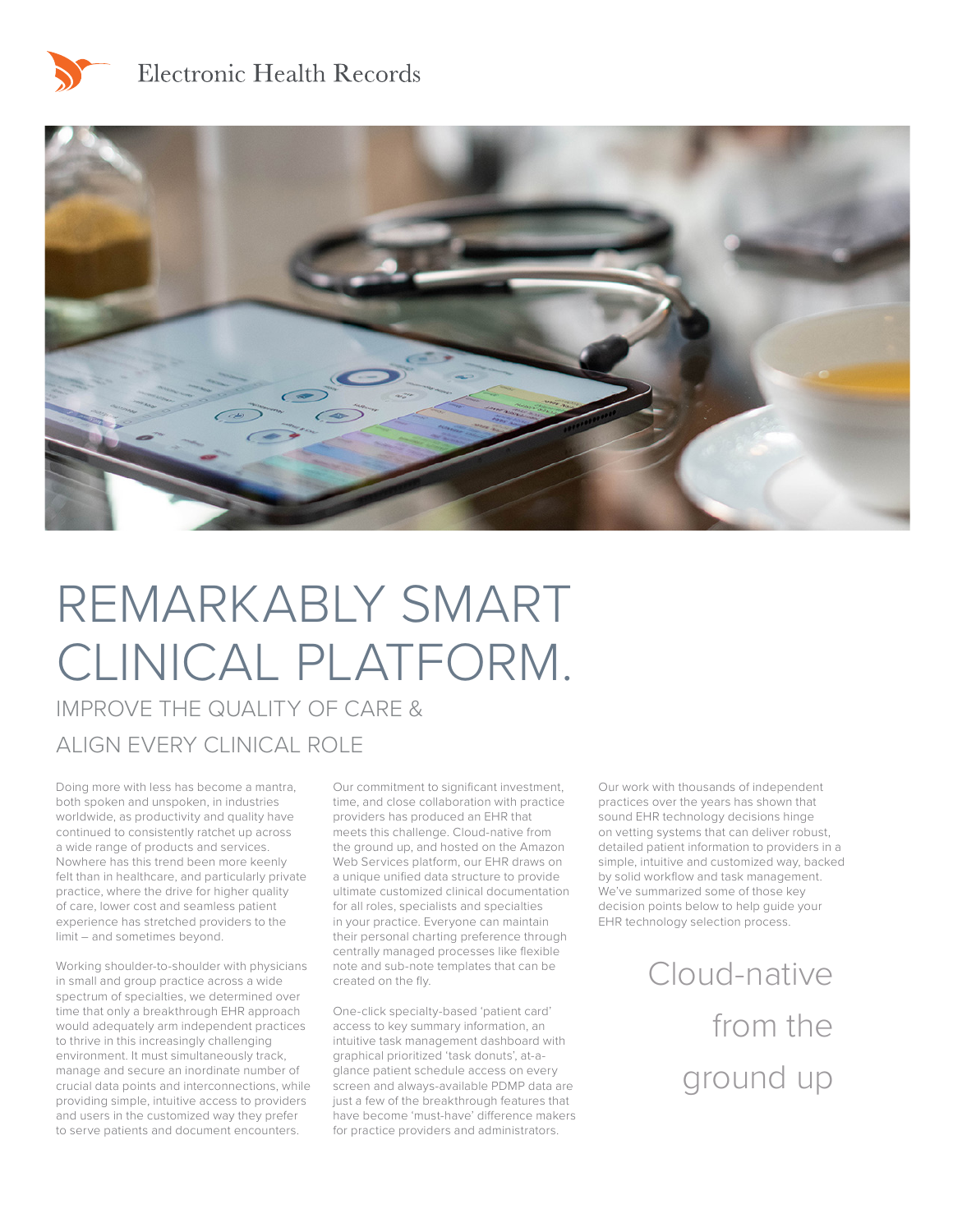Electronic Health Records

# REMARKABLY SMART CLINICAL PLATFORM.

## IMPROVE THE QUALITY OF CARE & ALIGN EVERY CLINICAL ROLE

Doing more with less has become a mantra, both spoken and unspoken, in industries worldwide, as productivity and quality have continued to consistently ratchet up across a wide range of products and services. Nowhere has this trend been more keenly felt than in healthcare, and particularly private practice, where the drive for higher quality of care, lower cost and seamless patient experience has stretched providers to the limit – and sometimes beyond.

Working shoulder-to-shoulder with physicians in small and group practice across a wide spectrum of specialties, we determined over time that only a breakthrough EHR approach would adequately arm independent practices to thrive in this increasingly challenging environment. It must simultaneously track, manage and secure an inordinate number of crucial data points and interconnections, while providing simple, intuitive access to providers and users in the customized way they prefer to serve patients and document encounters.

Our commitment to significant investment, time, and close collaboration with practice providers has produced an EHR that meets this challenge. Cloud-native from the ground up, and hosted on the Amazon Web Services platform, our EHR draws on a unique unified data structure to provide ultimate customized clinical documentation for all roles, specialists and specialties in your practice. Everyone can maintain their personal charting preference through centrally managed processes like flexible note and sub-note templates that can be created on the fly.

One-click specialty-based 'patient card' access to key summary information, an intuitive task management dashboard with graphical prioritized 'task donuts', at-a-glance patient schedule access on every screen and always-available PDMP data are just a few of the breakthrough features that have become 'must-have' difference makers for practice providers and administrators.

Our work with thousands of independent practices over the years has shown that sound EHR technology decisions hinge on vetting systems that can deliver robust, detailed patient information to providers in a simple, intuitive and customized way, backed by solid workflow and task management. We've summarized some of those key decision points below to help guide your EHR technology selection process.

Cloud-native from the ground up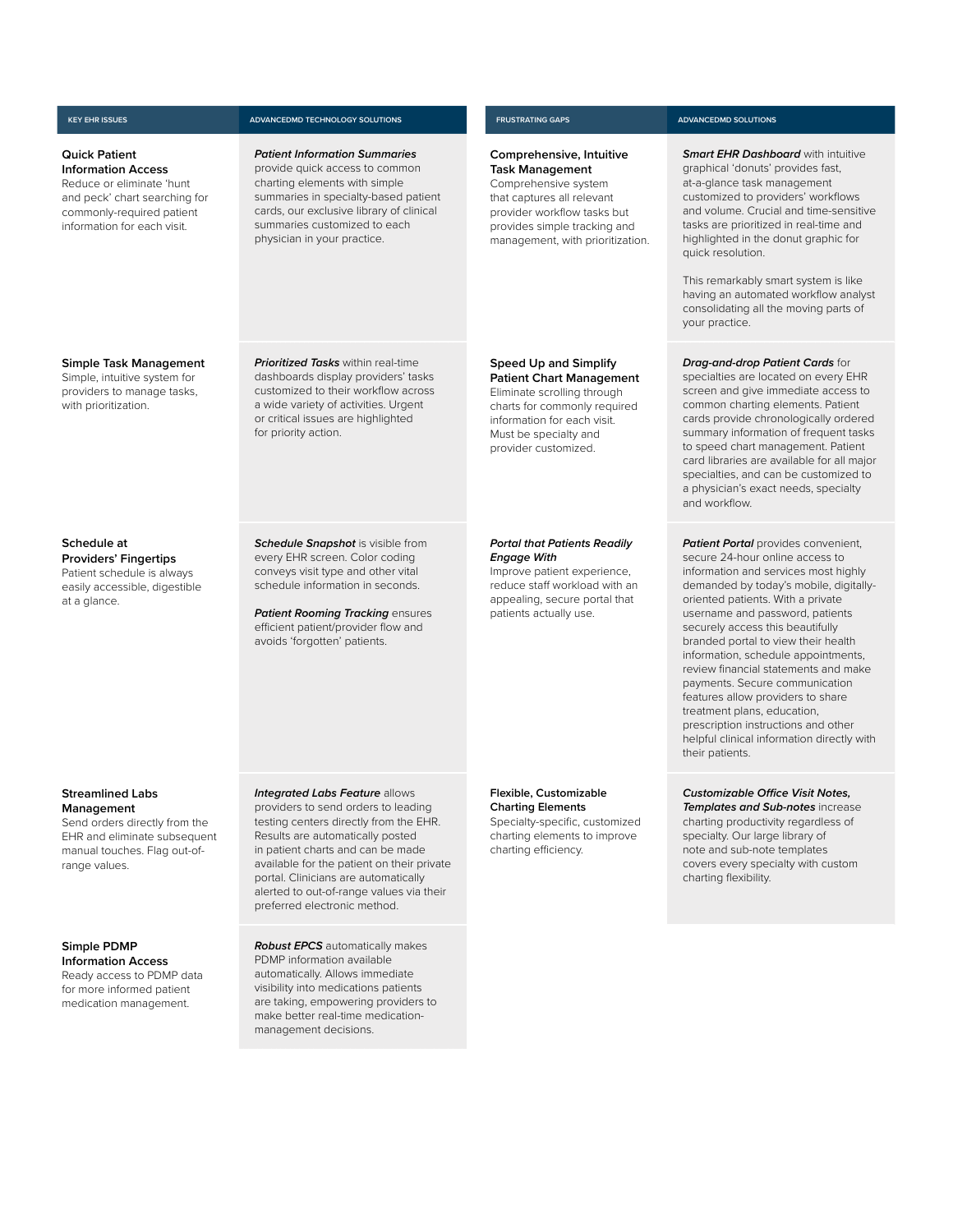| KEY EHR ISSUES | ADVANCEDMD TECHNOLOGY SOLUTIONS |
|---|---|
| **Quick Patient Information Access** Reduce or eliminate 'hunt and peck' chart searching for commonly-required patient information for each visit. | ***Patient Information Summaries*** provide quick access to common charting elements with simple summaries in specialty-based patient cards, our exclusive library of clinical summaries customized to each physician in your practice. |
| **Simple Task Management** Simple, intuitive system for providers to manage tasks, with prioritization. | ***Prioritized Tasks*** within real-time dashboards display providers' tasks customized to their workflow across a wide variety of activities. Urgent or critical issues are highlighted for priority action. |
| **Schedule at Providers' Fingertips** Patient schedule is always easily accessible, digestible at a glance. | ***Schedule Snapshot*** is visible from every EHR screen. Color coding conveys visit type and other vital schedule information in seconds.<br><br>***Patient Rooming Tracking*** ensures efficient patient/provider flow and avoids 'forgotten' patients. |
| **Streamlined Labs Management** Send orders directly from the EHR and eliminate subsequent manual touches. Flag out-of-range values. | ***Integrated Labs Feature*** allows providers to send orders to leading testing centers directly from the EHR. Results are automatically posted in patient charts and can be made available for the patient on their private portal. Clinicians are automatically alerted to out-of-range values via their preferred electronic method. |
| **Simple PDMP Information Access** Ready access to PDMP data for more informed patient medication management. | ***Robust EPCS*** automatically makes PDMP information available automatically. Allows immediate visibility into medications patients are taking, empowering providers to make better real-time medication-management decisions. |

| FRUSTRATING GAPS | ADVANCEDMD SOLUTIONS |
|---|---|
| **Comprehensive, Intuitive Task Management** Comprehensive system that captures all relevant provider workflow tasks but provides simple tracking and management, with prioritization. | ***Smart EHR Dashboard*** with intuitive graphical 'donuts' provides fast, at-a-glance task management customized to providers' workflows and volume. Crucial and time-sensitive tasks are prioritized in real-time and highlighted in the donut graphic for quick resolution.<br><br>This remarkably smart system is like having an automated workflow analyst consolidating all the moving parts of your practice. |
| **Speed Up and Simplify Patient Chart Management** Eliminate scrolling through charts for commonly required information for each visit. Must be specialty and provider customized. | ***Drag-and-drop Patient Cards*** for specialties are located on every EHR screen and give immediate access to common charting elements. Patient cards provide chronologically ordered summary information of frequent tasks to speed chart management. Patient card libraries are available for all major specialties, and can be customized to a physician's exact needs, specialty and workflow. |
| ***Portal that Patients Readily Engage With*** Improve patient experience, reduce staff workload with an appealing, secure portal that patients actually use. | ***Patient Portal*** provides convenient, secure 24-hour online access to information and services most highly demanded by today's mobile, digitally-oriented patients. With a private username and password, patients securely access this beautifully branded portal to view their health information, schedule appointments, review financial statements and make payments. Secure communication features allow providers to share treatment plans, education, prescription instructions and other helpful clinical information directly with their patients. |
| **Flexible, Customizable Charting Elements** Specialty-specific, customized charting elements to improve charting efficiency. | ***Customizable Office Visit Notes, Templates and Sub-notes*** increase charting productivity regardless of specialty. Our large library of note and sub-note templates covers every specialty with custom charting flexibility. |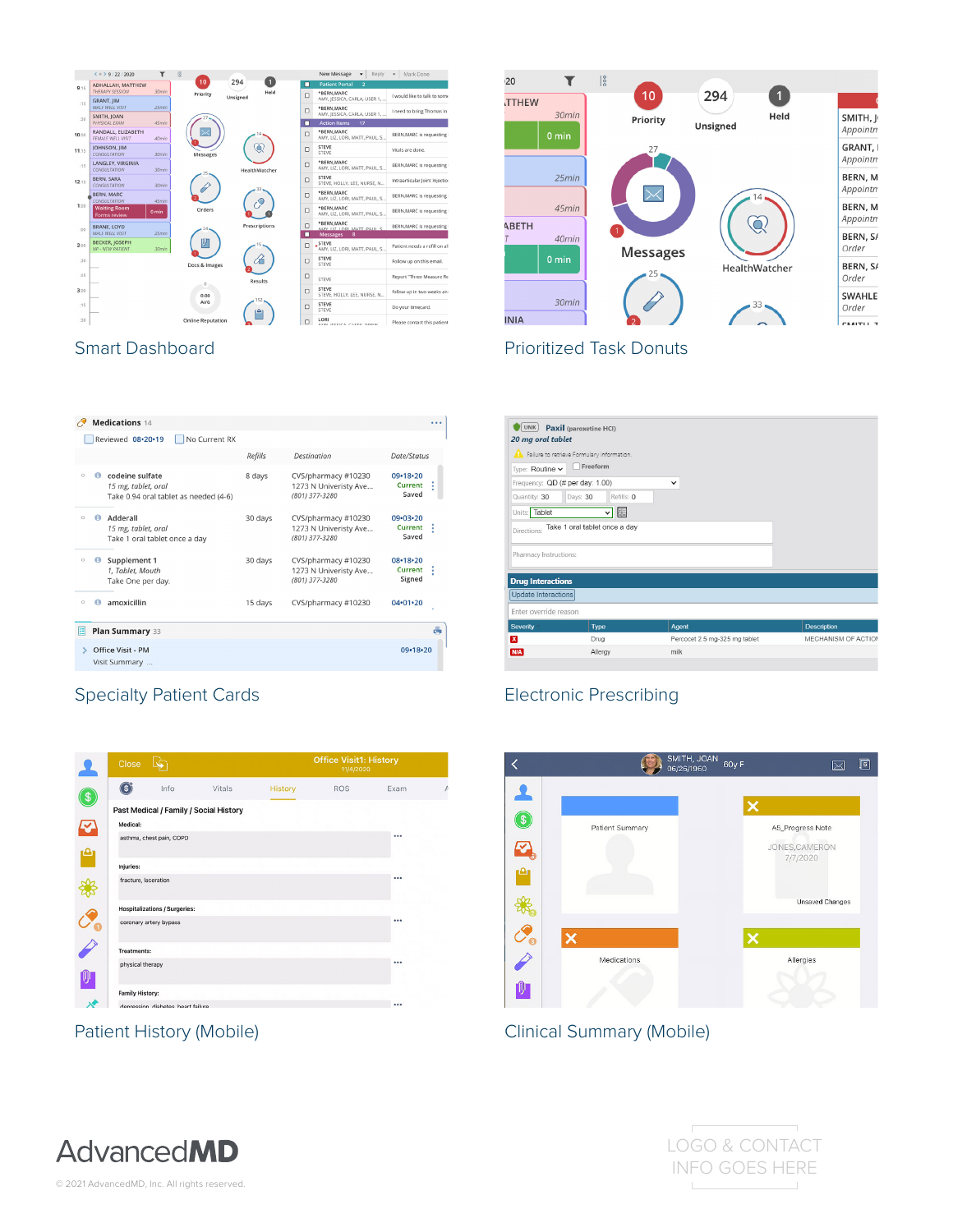Smart Dashboard

Prioritized Task Donuts

Specialty Patient Cards

Electronic Prescribing

Patient History (Mobile)

Clinical Summary (Mobile)

AdvancedMD

© 2021 AdvancedMD, Inc. All rights reserved.

LOGO & CONTACT INFO GOES HERE